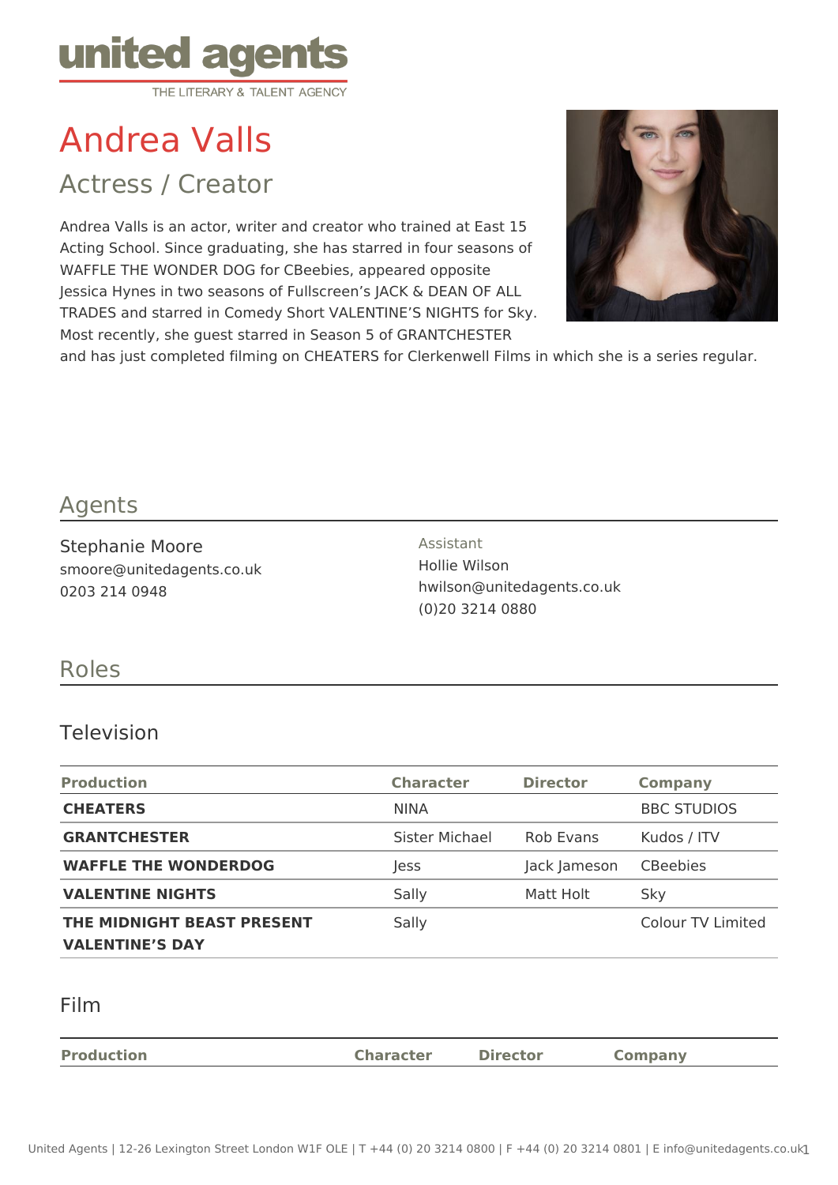united agents
THE LITERARY & TALENT AGENCY

# Andrea Valls

## Actress / Creator

Andrea Valls is an actor, writer and creator who trained at East 15 Acting School. Since graduating, she has starred in four seasons of WAFFLE THE WONDER DOG for CBeebies, appeared opposite Jessica Hynes in two seasons of Fullscreen's JACK & DEAN OF ALL TRADES and starred in Comedy Short VALENTINE'S NIGHTS for Sky. Most recently, she guest starred in Season 5 of GRANTCHESTER and has just completed filming on CHEATERS for Clerkenwell Films in which she is a series regular.

## Agents

Stephanie Moore
smoore@unitedagents.co.uk
0203 214 0948

Assistant
Hollie Wilson
hwilson@unitedagents.co.uk
(0)20 3214 0880

## Roles

### Television

| Production | Character | Director | Company |
|---|---|---|---|
| **CHEATERS** | NINA | | BBC STUDIOS |
| **GRANTCHESTER** | Sister Michael | Rob Evans | Kudos / ITV |
| **WAFFLE THE WONDERDOG** | Jess | Jack Jameson | CBeebies |
| **VALENTINE NIGHTS** | Sally | Matt Holt | Sky |
| **THE MIDNIGHT BEAST PRESENT VALENTINE'S DAY** | Sally | | Colour TV Limited |

### Film

| Production | Character | Director | Company |
|---|---|---|---|

United Agents | 12-26 Lexington Street London W1F OLE | T +44 (0) 20 3214 0800 | F +44 (0) 20 3214 0801 | E info@unitedagents.co.uk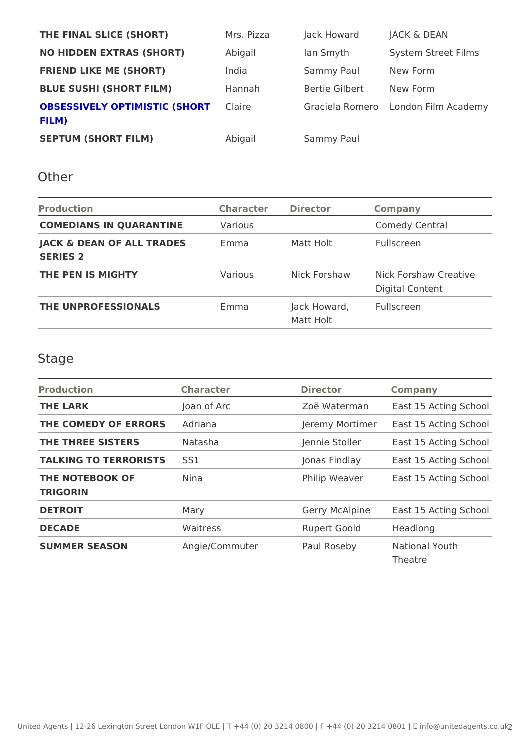| | | | |
|---|---|---|---|
| **THE FINAL SLICE (SHORT)** | Mrs. Pizza | Jack Howard | JACK & DEAN |
| **NO HIDDEN EXTRAS (SHORT)** | Abigail | Ian Smyth | System Street Films |
| **FRIEND LIKE ME (SHORT)** | India | Sammy Paul | New Form |
| **BLUE SUSHI (SHORT FILM)** | Hannah | Bertie Gilbert | New Form |
| **OBSESSIVELY OPTIMISTIC (SHORT FILM)** | Claire | Graciela Romero | London Film Academy |
| **SEPTUM (SHORT FILM)** | Abigail | Sammy Paul | |

## Other

| Production | Character | Director | Company |
|---|---|---|---|
| **COMEDIANS IN QUARANTINE** | Various | | Comedy Central |
| **JACK & DEAN OF ALL TRADES SERIES 2** | Emma | Matt Holt | Fullscreen |
| **THE PEN IS MIGHTY** | Various | Nick Forshaw | Nick Forshaw Creative Digital Content |
| **THE UNPROFESSIONALS** | Emma | Jack Howard, Matt Holt | Fullscreen |

## Stage

| Production | Character | Director | Company |
|---|---|---|---|
| **THE LARK** | Joan of Arc | Zoë Waterman | East 15 Acting School |
| **THE COMEDY OF ERRORS** | Adriana | Jeremy Mortimer | East 15 Acting School |
| **THE THREE SISTERS** | Natasha | Jennie Stoller | East 15 Acting School |
| **TALKING TO TERRORISTS** | SS1 | Jonas Findlay | East 15 Acting School |
| **THE NOTEBOOK OF TRIGORIN** | Nina | Philip Weaver | East 15 Acting School |
| **DETROIT** | Mary | Gerry McAlpine | East 15 Acting School |
| **DECADE** | Waitress | Rupert Goold | Headlong |
| **SUMMER SEASON** | Angie/Commuter | Paul Roseby | National Youth Theatre |

United Agents | 12-26 Lexington Street London W1F OLE | T +44 (0) 20 3214 0800 | F +44 (0) 20 3214 0801 | E info@unitedagents.co.uk